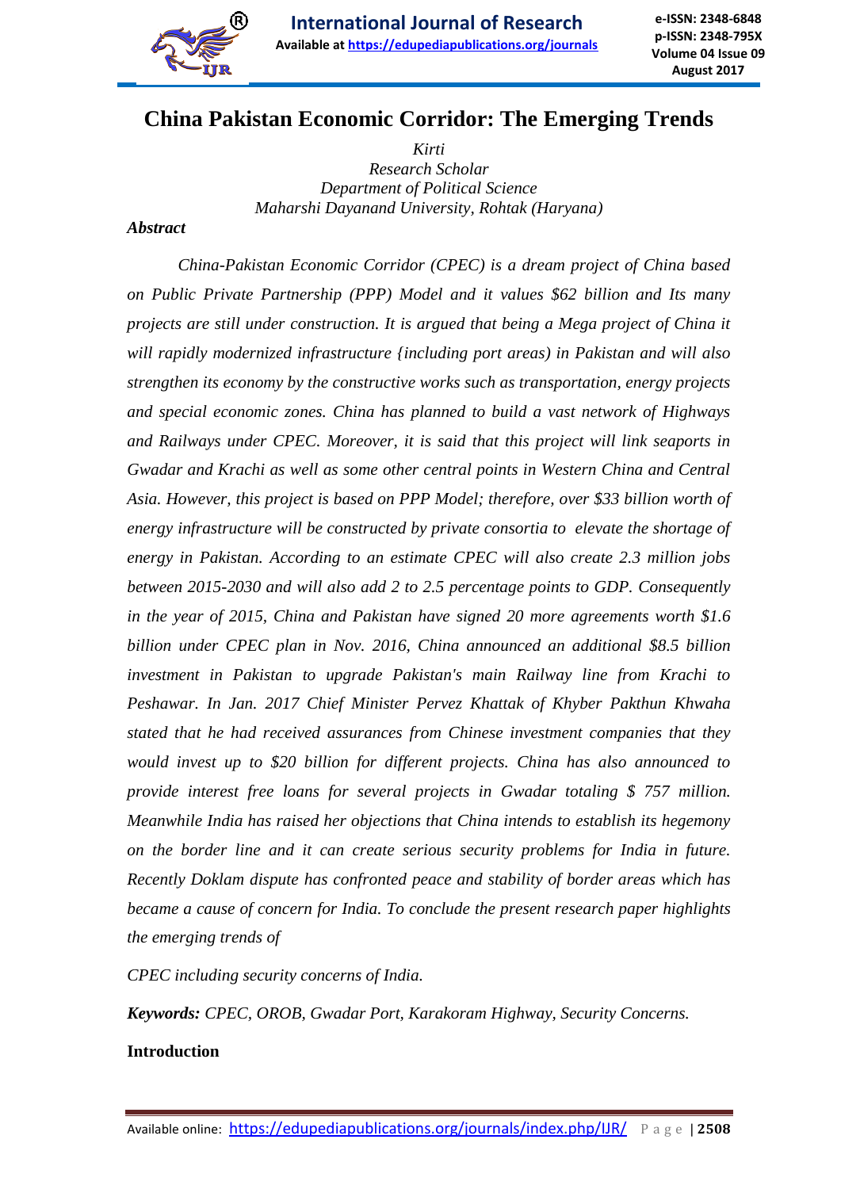# China Pakistan Economic Corridor: The Emerging Trends

*Kirti*
*Research Scholar*
*Department of Political Science*
*Maharshi Dayanand University, Rohtak (Haryana)*

### *Abstract*

*China-Pakistan Economic Corridor (CPEC) is a dream project of China based on Public Private Partnership (PPP) Model and it values $62 billion and Its many projects are still under construction. It is argued that being a Mega project of China it will rapidly modernized infrastructure {including port areas) in Pakistan and will also strengthen its economy by the constructive works such as transportation, energy projects and special economic zones. China has planned to build a vast network of Highways and Railways under CPEC. Moreover, it is said that this project will link seaports in Gwadar and Krachi as well as some other central points in Western China and Central Asia. However, this project is based on PPP Model; therefore, over $33 billion worth of energy infrastructure will be constructed by private consortia to elevate the shortage of energy in Pakistan. According to an estimate CPEC will also create 2.3 million jobs between 2015-2030 and will also add 2 to 2.5 percentage points to GDP. Consequently in the year of 2015, China and Pakistan have signed 20 more agreements worth $1.6 billion under CPEC plan in Nov. 2016, China announced an additional $8.5 billion investment in Pakistan to upgrade Pakistan's main Railway line from Krachi to Peshawar. In Jan. 2017 Chief Minister Pervez Khattak of Khyber Pakthun Khwaha stated that he had received assurances from Chinese investment companies that they would invest up to $20 billion for different projects. China has also announced to provide interest free loans for several projects in Gwadar totaling $ 757 million. Meanwhile India has raised her objections that China intends to establish its hegemony on the border line and it can create serious security problems for India in future. Recently Doklam dispute has confronted peace and stability of border areas which has became a cause of concern for India. To conclude the present research paper highlights the emerging trends of*

*CPEC including security concerns of India.*

***Keywords:*** *CPEC, OROB, Gwadar Port, Karakoram Highway, Security Concerns.*

## Introduction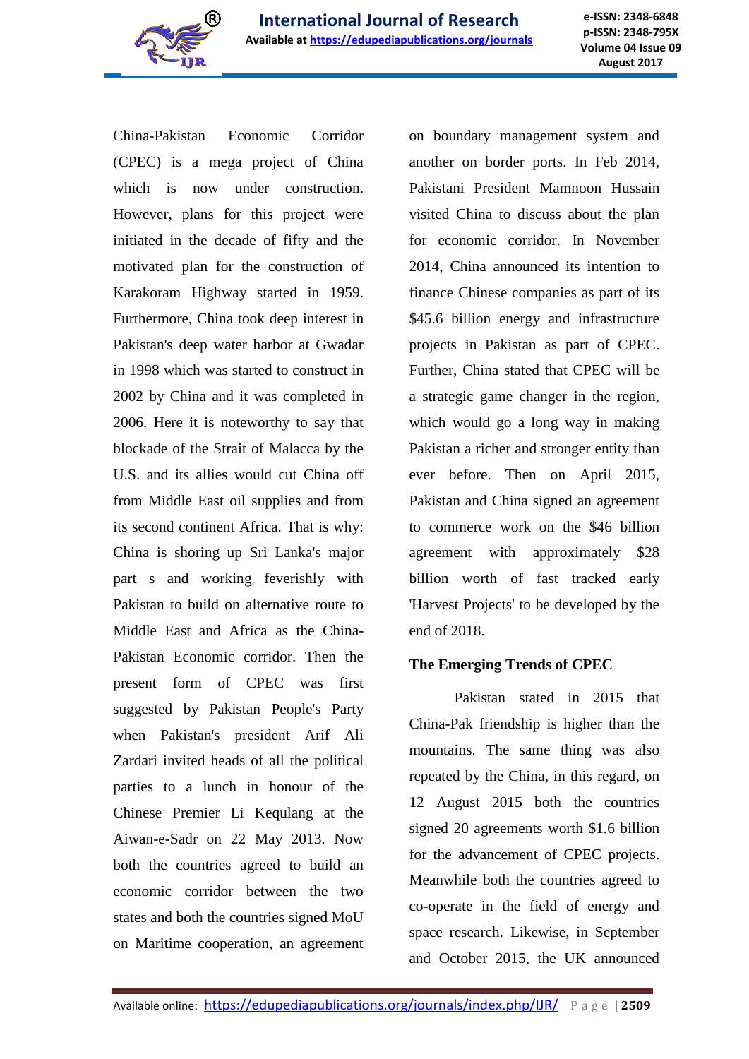China-Pakistan Economic Corridor (CPEC) is a mega project of China which is now under construction. However, plans for this project were initiated in the decade of fifty and the motivated plan for the construction of Karakoram Highway started in 1959. Furthermore, China took deep interest in Pakistan's deep water harbor at Gwadar in 1998 which was started to construct in 2002 by China and it was completed in 2006. Here it is noteworthy to say that blockade of the Strait of Malacca by the U.S. and its allies would cut China off from Middle East oil supplies and from its second continent Africa. That is why: China is shoring up Sri Lanka's major part s and working feverishly with Pakistan to build on alternative route to Middle East and Africa as the China-Pakistan Economic corridor. Then the present form of CPEC was first suggested by Pakistan People's Party when Pakistan's president Arif Ali Zardari invited heads of all the political parties to a lunch in honour of the Chinese Premier Li Kequlang at the Aiwan-e-Sadr on 22 May 2013. Now both the countries agreed to build an economic corridor between the two states and both the countries signed MoU on Maritime cooperation, an agreement on boundary management system and another on border ports. In Feb 2014, Pakistani President Mamnoon Hussain visited China to discuss about the plan for economic corridor. In November 2014, China announced its intention to finance Chinese companies as part of its $45.6 billion energy and infrastructure projects in Pakistan as part of CPEC. Further, China stated that CPEC will be a strategic game changer in the region, which would go a long way in making Pakistan a richer and stronger entity than ever before. Then on April 2015, Pakistan and China signed an agreement to commerce work on the $46 billion agreement with approximately $28 billion worth of fast tracked early 'Harvest Projects' to be developed by the end of 2018.

### The Emerging Trends of CPEC

Pakistan stated in 2015 that China-Pak friendship is higher than the mountains. The same thing was also repeated by the China, in this regard, on 12 August 2015 both the countries signed 20 agreements worth $1.6 billion for the advancement of CPEC projects. Meanwhile both the countries agreed to co-operate in the field of energy and space research. Likewise, in September and October 2015, the UK announced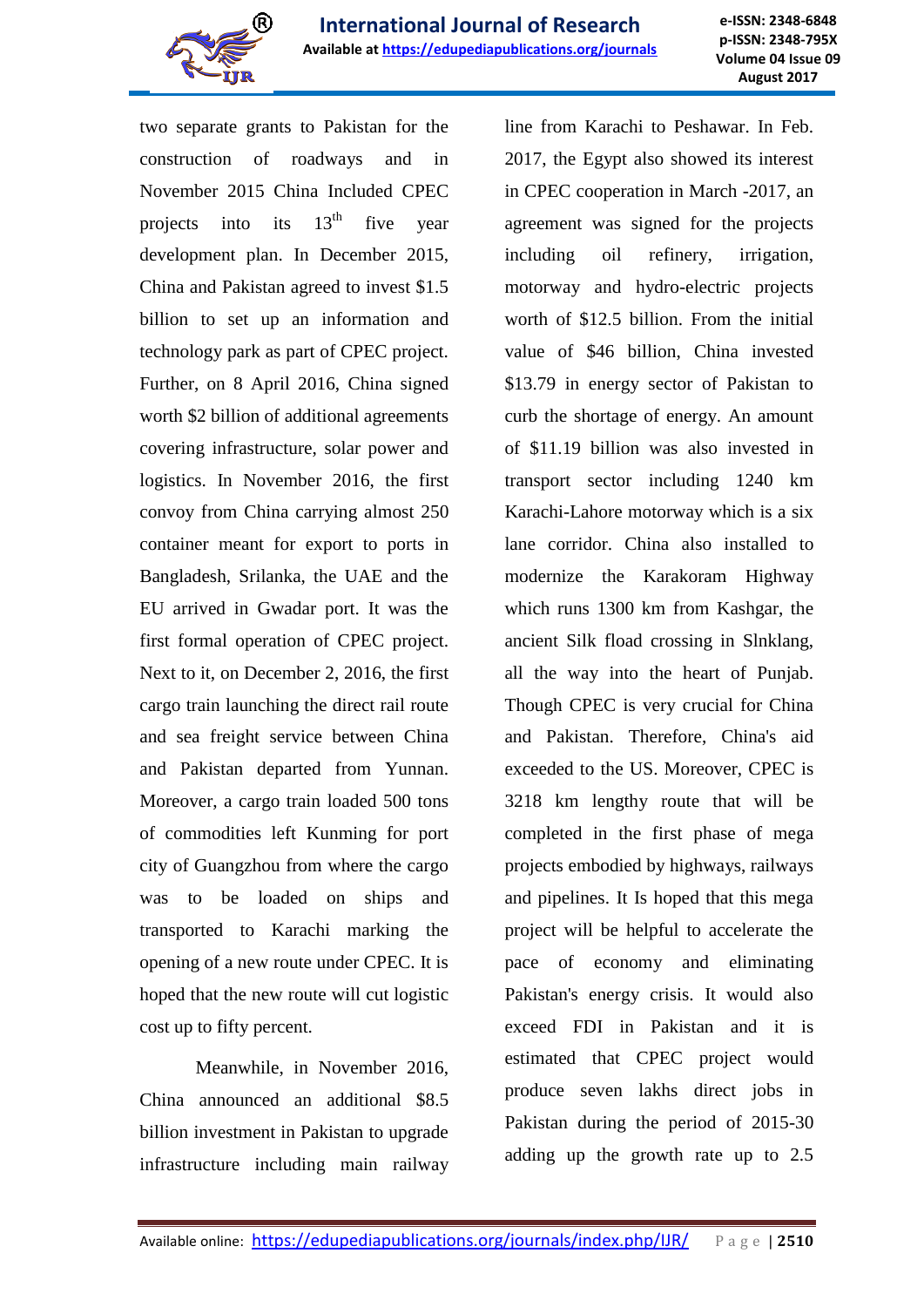two separate grants to Pakistan for the construction of roadways and in November 2015 China Included CPEC projects into its 13th five year development plan. In December 2015, China and Pakistan agreed to invest $1.5 billion to set up an information and technology park as part of CPEC project. Further, on 8 April 2016, China signed worth $2 billion of additional agreements covering infrastructure, solar power and logistics. In November 2016, the first convoy from China carrying almost 250 container meant for export to ports in Bangladesh, Srilanka, the UAE and the EU arrived in Gwadar port. It was the first formal operation of CPEC project. Next to it, on December 2, 2016, the first cargo train launching the direct rail route and sea freight service between China and Pakistan departed from Yunnan. Moreover, a cargo train loaded 500 tons of commodities left Kunming for port city of Guangzhou from where the cargo was to be loaded on ships and transported to Karachi marking the opening of a new route under CPEC. It is hoped that the new route will cut logistic cost up to fifty percent.

Meanwhile, in November 2016, China announced an additional $8.5 billion investment in Pakistan to upgrade infrastructure including main railway line from Karachi to Peshawar. In Feb. 2017, the Egypt also showed its interest in CPEC cooperation in March -2017, an agreement was signed for the projects including oil refinery, irrigation, motorway and hydro-electric projects worth of $12.5 billion. From the initial value of $46 billion, China invested $13.79 in energy sector of Pakistan to curb the shortage of energy. An amount of $11.19 billion was also invested in transport sector including 1240 km Karachi-Lahore motorway which is a six lane corridor. China also installed to modernize the Karakoram Highway which runs 1300 km from Kashgar, the ancient Silk flood crossing in Slnklang, all the way into the heart of Punjab. Though CPEC is very crucial for China and Pakistan. Therefore, China's aid exceeded to the US. Moreover, CPEC is 3218 km lengthy route that will be completed in the first phase of mega projects embodied by highways, railways and pipelines. It Is hoped that this mega project will be helpful to accelerate the pace of economy and eliminating Pakistan's energy crisis. It would also exceed FDI in Pakistan and it is estimated that CPEC project would produce seven lakhs direct jobs in Pakistan during the period of 2015-30 adding up the growth rate up to 2.5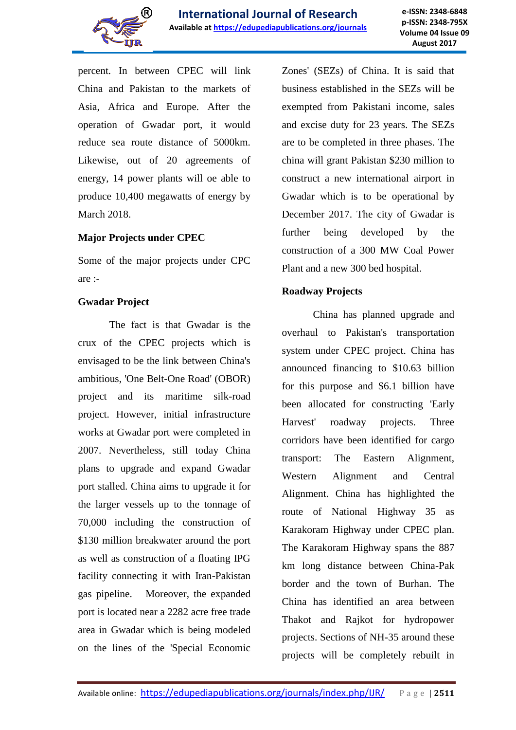percent. In between CPEC will link China and Pakistan to the markets of Asia, Africa and Europe. After the operation of Gwadar port, it would reduce sea route distance of 5000km. Likewise, out of 20 agreements of energy, 14 power plants will oe able to produce 10,400 megawatts of energy by March 2018.

**Major Projects under CPEC**

Some of the major projects under CPC are :-

**Gwadar Project**

The fact is that Gwadar is the crux of the CPEC projects which is envisaged to be the link between China's ambitious, 'One Belt-One Road' (OBOR) project and its maritime silk-road project. However, initial infrastructure works at Gwadar port were completed in 2007. Nevertheless, still today China plans to upgrade and expand Gwadar port stalled. China aims to upgrade it for the larger vessels up to the tonnage of 70,000 including the construction of $130 million breakwater around the port as well as construction of a floating IPG facility connecting it with Iran-Pakistan gas pipeline. Moreover, the expanded port is located near a 2282 acre free trade area in Gwadar which is being modeled on the lines of the 'Special Economic Zones' (SEZs) of China. It is said that business established in the SEZs will be exempted from Pakistani income, sales and excise duty for 23 years. The SEZs are to be completed in three phases. The china will grant Pakistan $230 million to construct a new international airport in Gwadar which is to be operational by December 2017. The city of Gwadar is further being developed by the construction of a 300 MW Coal Power Plant and a new 300 bed hospital.

**Roadway Projects**

China has planned upgrade and overhaul to Pakistan's transportation system under CPEC project. China has announced financing to $10.63 billion for this purpose and $6.1 billion have been allocated for constructing 'Early Harvest' roadway projects. Three corridors have been identified for cargo transport: The Eastern Alignment, Western Alignment and Central Alignment. China has highlighted the route of National Highway 35 as Karakoram Highway under CPEC plan. The Karakoram Highway spans the 887 km long distance between China-Pak border and the town of Burhan. The China has identified an area between Thakot and Rajkot for hydropower projects. Sections of NH-35 around these projects will be completely rebuilt in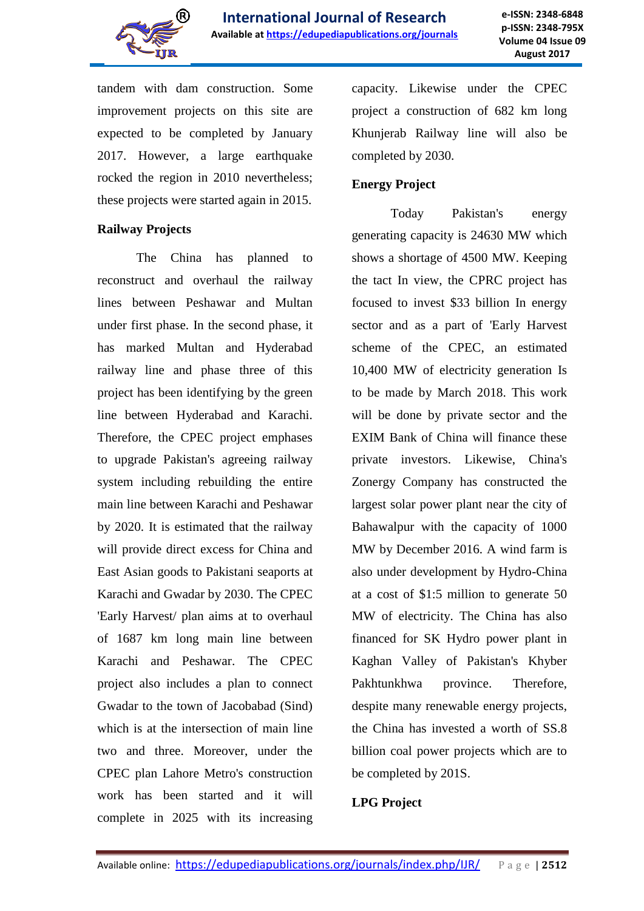tandem with dam construction. Some improvement projects on this site are expected to be completed by January 2017. However, a large earthquake rocked the region in 2010 nevertheless; these projects were started again in 2015.

### Railway Projects

The China has planned to reconstruct and overhaul the railway lines between Peshawar and Multan under first phase. In the second phase, it has marked Multan and Hyderabad railway line and phase three of this project has been identifying by the green line between Hyderabad and Karachi. Therefore, the CPEC project emphases to upgrade Pakistan's agreeing railway system including rebuilding the entire main line between Karachi and Peshawar by 2020. It is estimated that the railway will provide direct excess for China and East Asian goods to Pakistani seaports at Karachi and Gwadar by 2030. The CPEC 'Early Harvest/ plan aims at to overhaul of 1687 km long main line between Karachi and Peshawar. The CPEC project also includes a plan to connect Gwadar to the town of Jacobabad (Sind) which is at the intersection of main line two and three. Moreover, under the CPEC plan Lahore Metro's construction work has been started and it will complete in 2025 with its increasing capacity. Likewise under the CPEC project a construction of 682 km long Khunjerab Railway line will also be completed by 2030.

### Energy Project

Today Pakistan's energy generating capacity is 24630 MW which shows a shortage of 4500 MW. Keeping the tact In view, the CPRC project has focused to invest $33 billion In energy sector and as a part of 'Early Harvest scheme of the CPEC, an estimated 10,400 MW of electricity generation Is to be made by March 2018. This work will be done by private sector and the EXIM Bank of China will finance these private investors. Likewise, China's Zonergy Company has constructed the largest solar power plant near the city of Bahawalpur with the capacity of 1000 MW by December 2016. A wind farm is also under development by Hydro-China at a cost of $1:5 million to generate 50 MW of electricity. The China has also financed for SK Hydro power plant in Kaghan Valley of Pakistan's Khyber Pakhtunkhwa province. Therefore, despite many renewable energy projects, the China has invested a worth of SS.8 billion coal power projects which are to be completed by 201S.

### LPG Project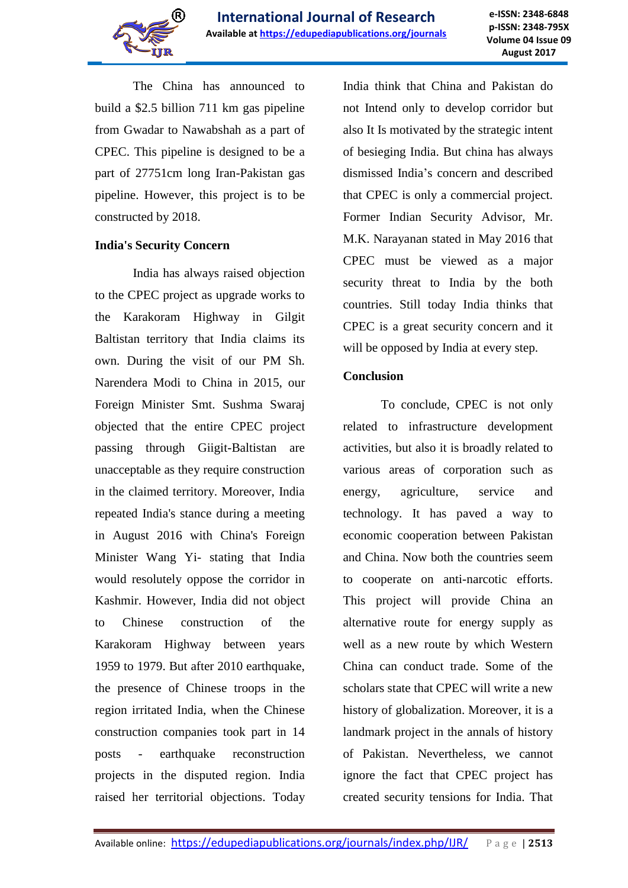The China has announced to build a $2.5 billion 711 km gas pipeline from Gwadar to Nawabshah as a part of CPEC. This pipeline is designed to be a part of 27751cm long Iran-Pakistan gas pipeline. However, this project is to be constructed by 2018.

**India's Security Concern**

India has always raised objection to the CPEC project as upgrade works to the Karakoram Highway in Gilgit Baltistan territory that India claims its own. During the visit of our PM Sh. Narendera Modi to China in 2015, our Foreign Minister Smt. Sushma Swaraj objected that the entire CPEC project passing through Giigit-Baltistan are unacceptable as they require construction in the claimed territory. Moreover, India repeated India's stance during a meeting in August 2016 with China's Foreign Minister Wang Yi- stating that India would resolutely oppose the corridor in Kashmir. However, India did not object to Chinese construction of the Karakoram Highway between years 1959 to 1979. But after 2010 earthquake, the presence of Chinese troops in the region irritated India, when the Chinese construction companies took part in 14 posts - earthquake reconstruction projects in the disputed region. India raised her territorial objections. Today India think that China and Pakistan do not Intend only to develop corridor but also It Is motivated by the strategic intent of besieging India. But china has always dismissed India's concern and described that CPEC is only a commercial project. Former Indian Security Advisor, Mr. M.K. Narayanan stated in May 2016 that CPEC must be viewed as a major security threat to India by the both countries. Still today India thinks that CPEC is a great security concern and it will be opposed by India at every step.

**Conclusion**

To conclude, CPEC is not only related to infrastructure development activities, but also it is broadly related to various areas of corporation such as energy, agriculture, service and technology. It has paved a way to economic cooperation between Pakistan and China. Now both the countries seem to cooperate on anti-narcotic efforts. This project will provide China an alternative route for energy supply as well as a new route by which Western China can conduct trade. Some of the scholars state that CPEC will write a new history of globalization. Moreover, it is a landmark project in the annals of history of Pakistan. Nevertheless, we cannot ignore the fact that CPEC project has created security tensions for India. That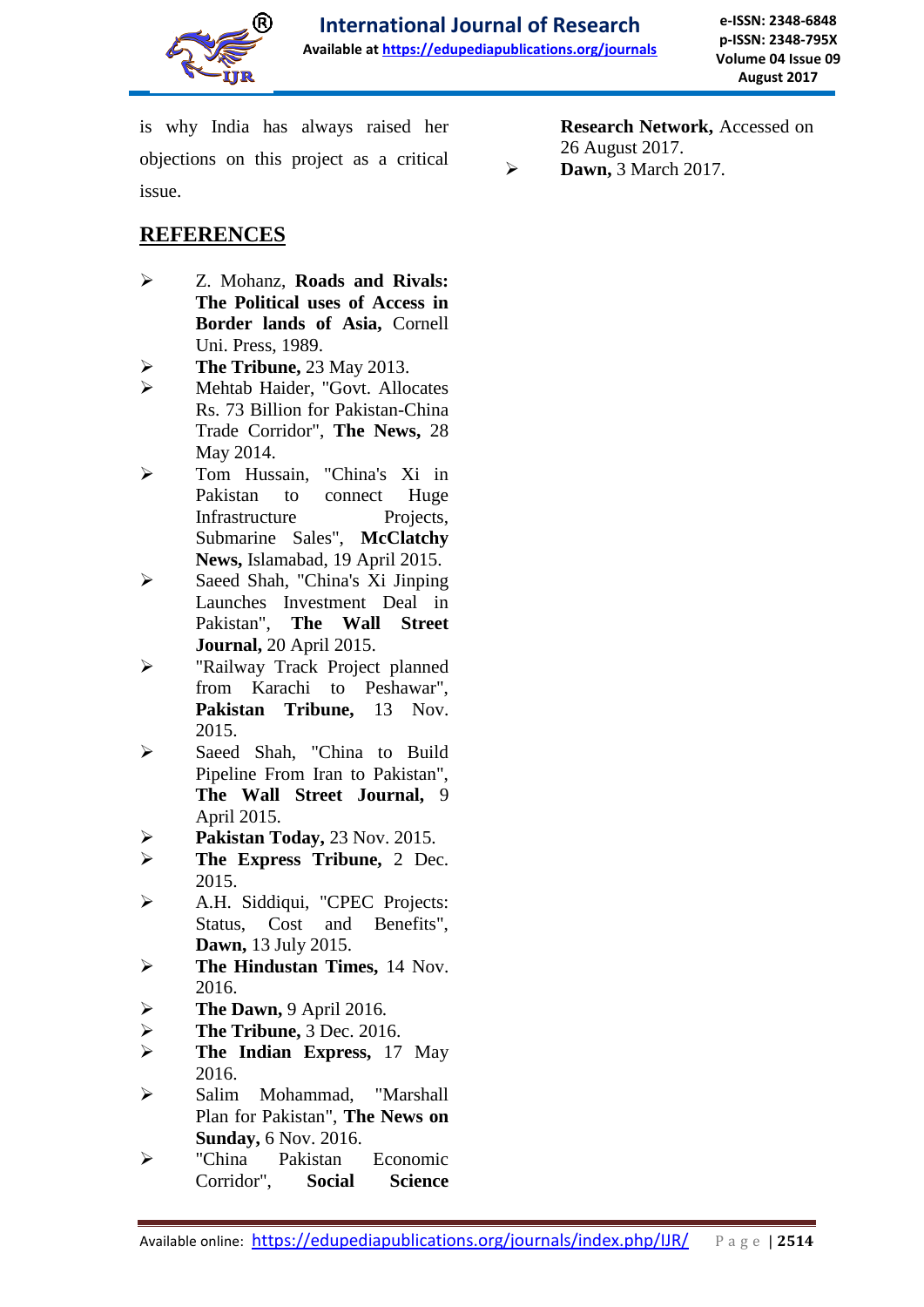is why India has always raised her objections on this project as a critical issue.

## REFERENCES

- Z. Mohanz, **Roads and Rivals: The Political uses of Access in Border lands of Asia,** Cornell Uni. Press, 1989.
- **The Tribune,** 23 May 2013.
- Mehtab Haider, "Govt. Allocates Rs. 73 Billion for Pakistan-China Trade Corridor", **The News,** 28 May 2014.
- Tom Hussain, "China's Xi in Pakistan to connect Huge Infrastructure Projects, Submarine Sales", **McClatchy News,** Islamabad, 19 April 2015.
- Saeed Shah, "China's Xi Jinping Launches Investment Deal in Pakistan", **The Wall Street Journal,** 20 April 2015.
- "Railway Track Project planned from Karachi to Peshawar", **Pakistan Tribune,** 13 Nov. 2015.
- Saeed Shah, "China to Build Pipeline From Iran to Pakistan", **The Wall Street Journal,** 9 April 2015.
- **Pakistan Today,** 23 Nov. 2015.
- **The Express Tribune,** 2 Dec. 2015.
- A.H. Siddiqui, "CPEC Projects: Status, Cost and Benefits", **Dawn,** 13 July 2015.
- **The Hindustan Times,** 14 Nov. 2016.
- **The Dawn,** 9 April 2016.
- **The Tribune,** 3 Dec. 2016.
- **The Indian Express,** 17 May 2016.
- Salim Mohammad, "Marshall Plan for Pakistan", **The News on Sunday,** 6 Nov. 2016.
- "China Pakistan Economic Corridor", **Social Science Research Network,** Accessed on 26 August 2017.
- **Dawn,** 3 March 2017.